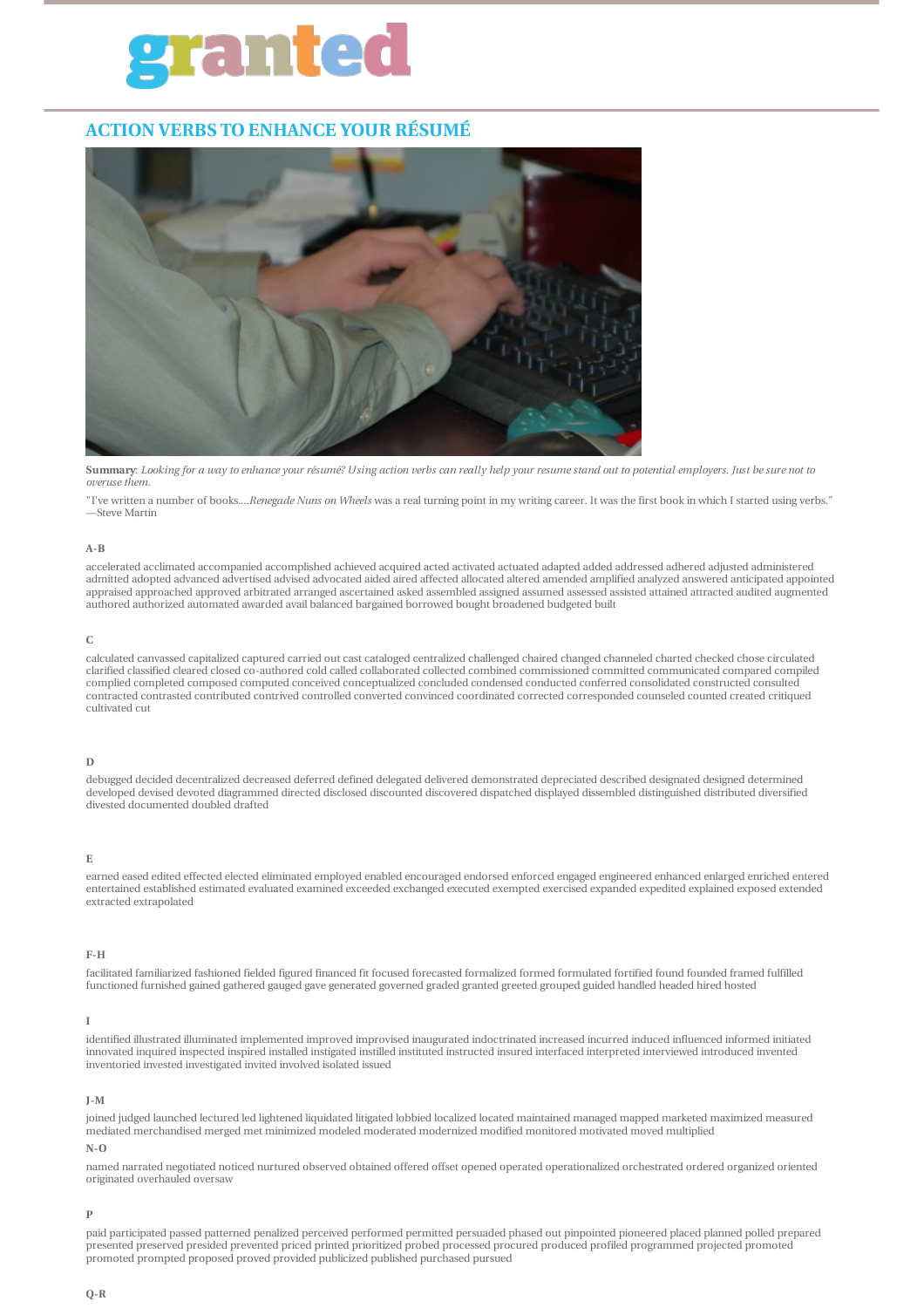granted

## ACTION VERBS TO ENHANCE YOUR RÉSUMÉ

**Summary**: *Looking for a way to enhance your résumé? Using action verbs can really help your resume stand out to potential employers. Just be sure not to overuse them.*

"I've written a number of books....*Renegade Nuns on Wheels* was a real turning point in my writing career. It was the first book in which I started using verbs." —Steve Martin

#### A-B

accelerated acclimated accompanied accomplished achieved acquired acted activated actuated adapted added addressed adhered adjusted administered admitted adopted advanced advertised advised advocated aided aired affected allocated altered amended amplified analyzed answered anticipated appointed appraised approached approved arbitrated arranged ascertained asked assembled assigned assumed assessed assisted attained attracted audited augmented authored authorized automated awarded avail balanced bargained borrowed bought broadened budgeted built

#### C

calculated canvassed capitalized captured carried out cast cataloged centralized challenged chaired changed channeled charted checked chose circulated clarified classified cleared closed co-authored cold called collaborated collected combined commissioned committed communicated compared compiled complied completed composed computed conceived conceptualized concluded condensed conducted conferred consolidated constructed consulted contracted contrasted contributed contrived controlled converted convinced coordinated corrected corresponded counseled counted created critiqued cultivated cut

#### D

debugged decided decentralized decreased deferred defined delegated delivered demonstrated depreciated described designated designed determined developed devised devoted diagrammed directed disclosed discounted discovered dispatched displayed dissembled distinguished distributed diversified divested documented doubled drafted

#### E

earned eased edited effected elected eliminated employed enabled encouraged endorsed enforced engaged engineered enhanced enlarged enriched entered entertained established estimated evaluated examined exceeded exchanged executed exempted exercised expanded expedited explained exposed extended extracted extrapolated

#### F-H

facilitated familiarized fashioned fielded figured financed fit focused forecasted formalized formed formulated fortified found founded framed fulfilled functioned furnished gained gathered gauged gave generated governed graded granted greeted grouped guided handled headed hired hosted

#### I

identified illustrated illuminated implemented improved improvised inaugurated indoctrinated increased incurred induced influenced informed initiated innovated inquired inspected inspired installed instigated instilled instituted instructed insured interfaced interpreted interviewed introduced invented inventoried invested investigated invited involved isolated issued

#### J-M

joined judged launched lectured led lightened liquidated litigated lobbied localized located maintained managed mapped marketed maximized measured mediated merchandised merged met minimized modeled moderated modernized modified monitored motivated moved multiplied

#### N-O

named narrated negotiated noticed nurtured observed obtained offered offset opened operated operationalized orchestrated ordered organized oriented originated overhauled oversaw

#### P

paid participated passed patterned penalized perceived performed permitted persuaded phased out pinpointed pioneered placed planned polled prepared presented preserved presided prevented priced printed prioritized probed processed procured produced profiled programmed projected promoted promoted prompted proposed proved provided publicized published purchased pursued

#### Q-R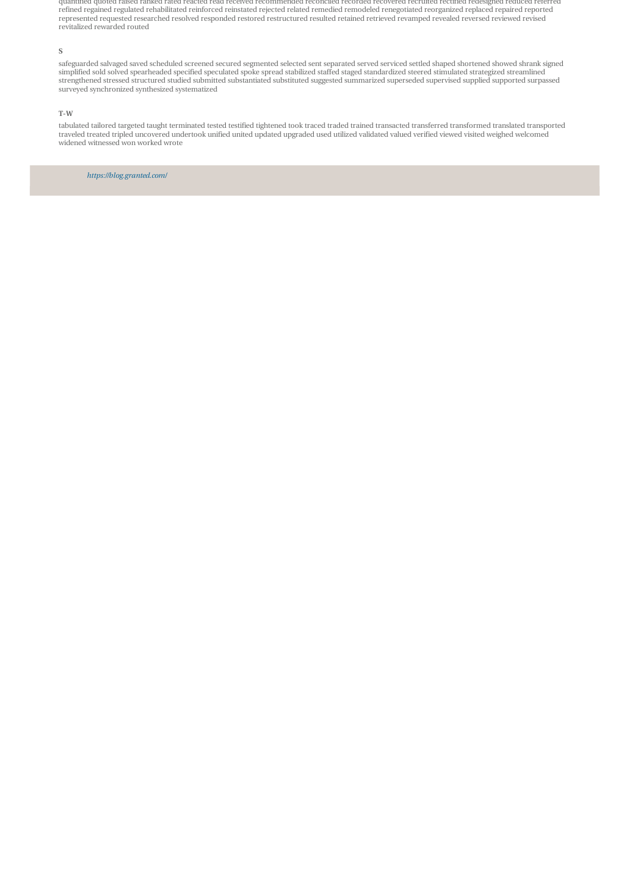quantified quoted raised ranked rated reacted read received recommended reconciled recorded recovered recruited rectified redesigned reduced referred refined regained regulated rehabilitated reinforced reinstated rejected related remedied remodeled renegotiated reorganized replaced repaired reported represented requested researched resolved responded restored restructured resulted retained retrieved revamped revealed reversed reviewed revised revitalized rewarded routed

**S**

safeguarded salvaged saved scheduled screened secured segmented selected sent separated served serviced settled shaped shortened showed shrank signed simplified sold solved spearheaded specified speculated spoke spread stabilized staffed staged standardized steered stimulated strategized streamlined strengthened stressed structured studied submitted substantiated substituted suggested summarized superseded supervised supplied supported surpassed surveyed synchronized synthesized systematized

**T-W**

tabulated tailored targeted taught terminated tested testified tightened took traced traded trained transacted transferred transformed translated transported traveled treated tripled uncovered undertook unified united updated upgraded used utilized validated valued verified viewed visited weighed welcomed widened witnessed won worked wrote

*https://blog.granted.com/*